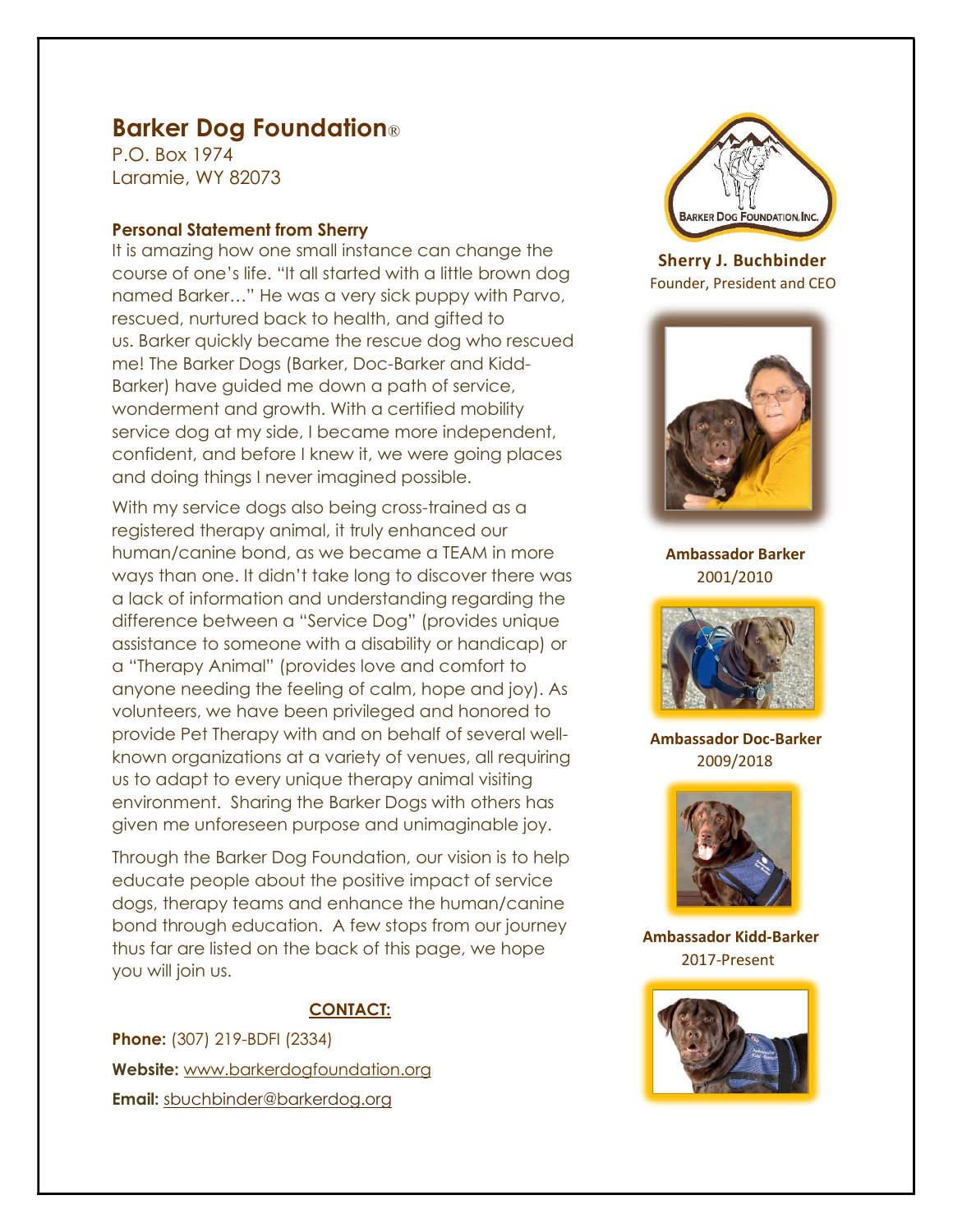# Barker Dog Foundation®

P.O. Box 1974
Laramie, WY 82073

### Personal Statement from Sherry

It is amazing how one small instance can change the course of one's life. "It all started with a little brown dog named Barker…" He was a very sick puppy with Parvo, rescued, nurtured back to health, and gifted to us. Barker quickly became the rescue dog who rescued me! The Barker Dogs (Barker, Doc-Barker and Kidd-Barker) have guided me down a path of service, wonderment and growth. With a certified mobility service dog at my side, I became more independent, confident, and before I knew it, we were going places and doing things I never imagined possible.

With my service dogs also being cross-trained as a registered therapy animal, it truly enhanced our human/canine bond, as we became a TEAM in more ways than one. It didn't take long to discover there was a lack of information and understanding regarding the difference between a "Service Dog" (provides unique assistance to someone with a disability or handicap) or a "Therapy Animal" (provides love and comfort to anyone needing the feeling of calm, hope and joy). As volunteers, we have been privileged and honored to provide Pet Therapy with and on behalf of several well-known organizations at a variety of venues, all requiring us to adapt to every unique therapy animal visiting environment. Sharing the Barker Dogs with others has given me unforeseen purpose and unimaginable joy.

Through the Barker Dog Foundation, our vision is to help educate people about the positive impact of service dogs, therapy teams and enhance the human/canine bond through education. A few stops from our journey thus far are listed on the back of this page, we hope you will join us.

**CONTACT:**

**Phone:** (307) 219-BDFI (2334)
**Website:** www.barkerdogfoundation.org
**Email:** sbuchbinder@barkerdog.org

BARKER DOG FOUNDATION, INC.

**Sherry J. Buchbinder**
Founder, President and CEO

**Ambassador Barker**
2001/2010

**Ambassador Doc-Barker**
2009/2018

**Ambassador Kidd-Barker**
2017-Present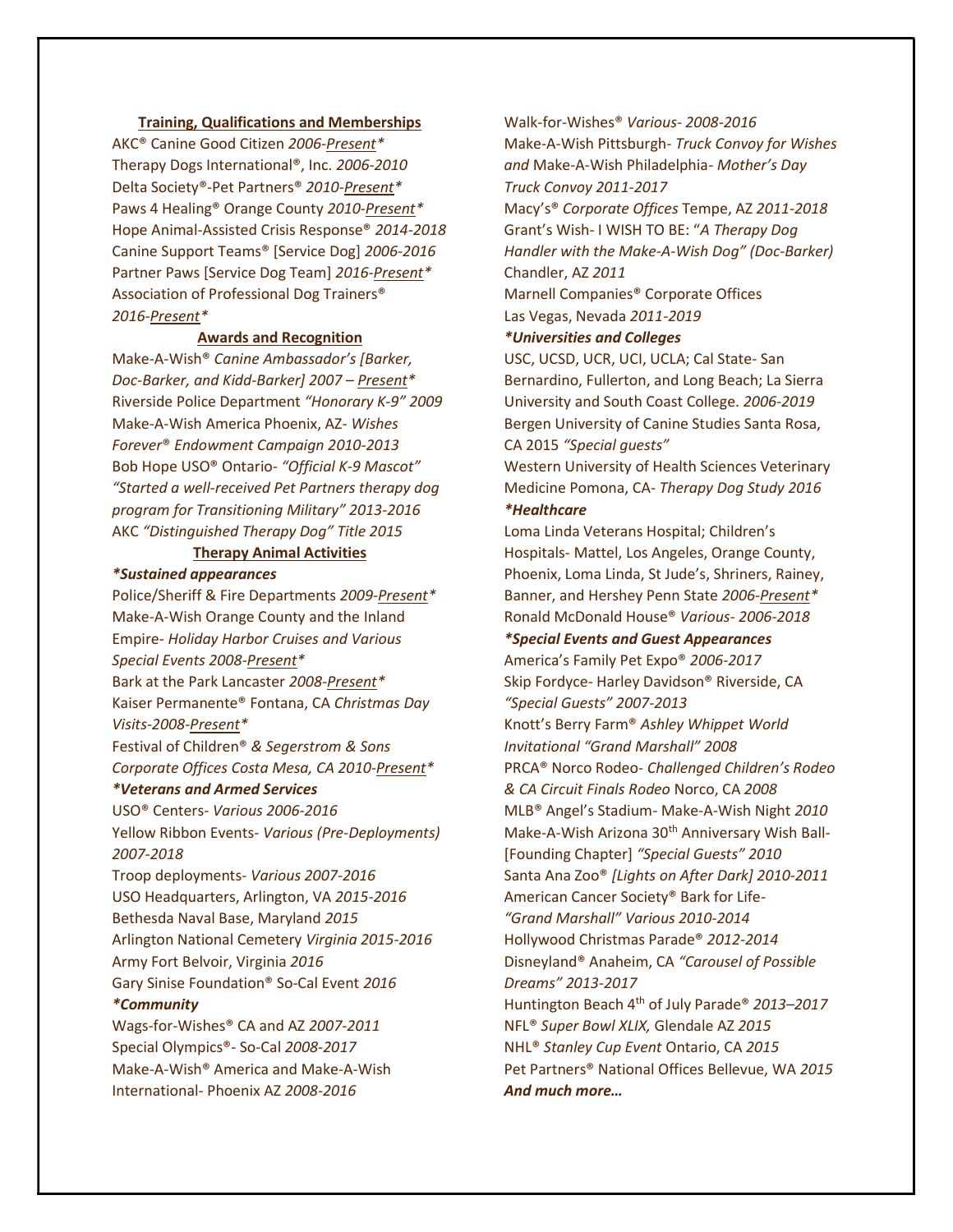## Training, Qualifications and Memberships

AKC® Canine Good Citizen *2006-Present**
Therapy Dogs International®, Inc. *2006-2010*
Delta Society®-Pet Partners® *2010-Present**
Paws 4 Healing® Orange County *2010-Present**
Hope Animal-Assisted Crisis Response® *2014-2018*
Canine Support Teams® [Service Dog] *2006-2016*
Partner Paws [Service Dog Team] *2016-Present**
Association of Professional Dog Trainers® *2016-Present**

## Awards and Recognition

Make-A-Wish® *Canine Ambassador's [Barker, Doc-Barker, and Kidd-Barker] 2007 – Present**
Riverside Police Department *"Honorary K-9" 2009*
Make-A-Wish America Phoenix, AZ- *Wishes Forever® Endowment Campaign 2010-2013*
Bob Hope USO® Ontario- *"Official K-9 Mascot" "Started a well-received Pet Partners therapy dog program for Transitioning Military" 2013-2016*
AKC *"Distinguished Therapy Dog" Title 2015*

## Therapy Animal Activities

***Sustained appearances**

Police/Sheriff & Fire Departments *2009-Present**
Make-A-Wish Orange County and the Inland Empire- *Holiday Harbor Cruises and Various Special Events 2008-Present**
Bark at the Park Lancaster *2008-Present**
Kaiser Permanente® Fontana, CA *Christmas Day Visits-2008-Present**
Festival of Children® *& Segerstrom & Sons Corporate Offices Costa Mesa, CA 2010-Present**

***Veterans and Armed Services**

USO® Centers- *Various 2006-2016*
Yellow Ribbon Events- *Various (Pre-Deployments) 2007-2018*
Troop deployments- *Various 2007-2016*
USO Headquarters, Arlington, VA *2015-2016*
Bethesda Naval Base, Maryland *2015*
Arlington National Cemetery *Virginia 2015-2016*
Army Fort Belvoir, Virginia *2016*
Gary Sinise Foundation® So-Cal Event *2016*

***Community**

Wags-for-Wishes® CA and AZ *2007-2011*
Special Olympics®- So-Cal *2008-2017*
Make-A-Wish® America and Make-A-Wish International- Phoenix AZ *2008-2016*
Walk-for-Wishes® *Various- 2008-2016*
Make-A-Wish Pittsburgh- *Truck Convoy for Wishes and* Make-A-Wish Philadelphia- *Mother's Day Truck Convoy 2011-2017*
Macy's® *Corporate Offices* Tempe, AZ *2011-2018*
Grant's Wish- I WISH TO BE: "*A Therapy Dog Handler with the Make-A-Wish Dog" (Doc-Barker)* Chandler, AZ *2011*
Marnell Companies® Corporate Offices Las Vegas, Nevada *2011-2019*

***Universities and Colleges**

USC, UCSD, UCR, UCI, UCLA; Cal State- San Bernardino, Fullerton, and Long Beach; La Sierra University and South Coast College. *2006-2019*
Bergen University of Canine Studies Santa Rosa, CA 2015 *"Special guests"*
Western University of Health Sciences Veterinary Medicine Pomona, CA- *Therapy Dog Study 2016*

***Healthcare**

Loma Linda Veterans Hospital; Children's Hospitals- Mattel, Los Angeles, Orange County, Phoenix, Loma Linda, St Jude's, Shriners, Rainey, Banner, and Hershey Penn State *2006-Present**
Ronald McDonald House® *Various- 2006-2018*

***Special Events and Guest Appearances**

America's Family Pet Expo® *2006-2017*
Skip Fordyce- Harley Davidson® Riverside, CA *"Special Guests" 2007-2013*
Knott's Berry Farm® *Ashley Whippet World Invitational "Grand Marshall" 2008*
PRCA® Norco Rodeo- *Challenged Children's Rodeo & CA Circuit Finals Rodeo* Norco, CA *2008*
MLB® Angel's Stadium- Make-A-Wish Night *2010*
Make-A-Wish Arizona 30th Anniversary Wish Ball- [Founding Chapter] *"Special Guests" 2010*
Santa Ana Zoo® *[Lights on After Dark] 2010-2011*
American Cancer Society® Bark for Life- *"Grand Marshall" Various 2010-2014*
Hollywood Christmas Parade® *2012-2014*
Disneyland® Anaheim, CA *"Carousel of Possible Dreams" 2013-2017*
Huntington Beach 4th of July Parade® *2013–2017*
NFL® *Super Bowl XLIX,* Glendale AZ *2015*
NHL® *Stanley Cup Event* Ontario, CA *2015*
Pet Partners® National Offices Bellevue, WA *2015*
***And much more…***